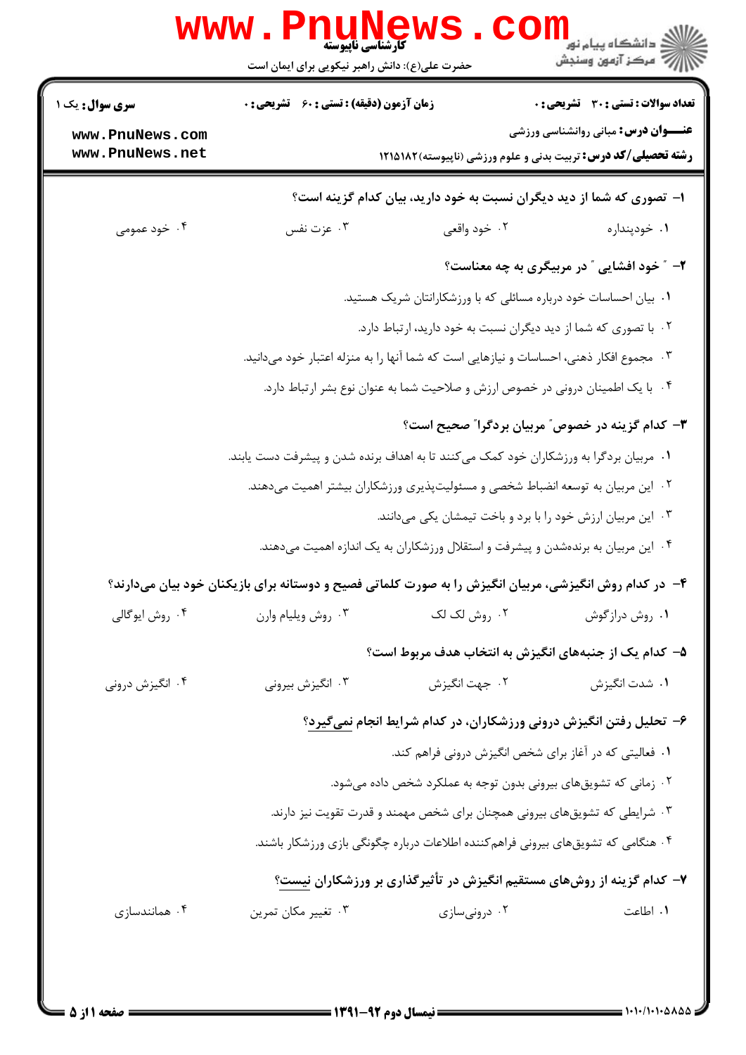**سری سوال:** یک ۱ | **زمان آزمون (دقیقه) : تستی : ۶۰ تشریحی : ۰** | **تعداد سوالات : تستی : ۳۰ تشریحی : ۰**

**عنـــوان درس:** مبانی روانشناسی ورزشی

**رشته تحصیلی/کد درس:** تربیت بدنی و علوم ورزشی (ناپیوسته)۱۲۱۵۱۸۲

**۱- تصوری که شما از دید دیگران نسبت به خود دارید، بیان کدام گزینه است؟**

۱. خودپنداره ۲. خود واقعی ۳. عزت نفس ۴. خود عمومی

**۲- " خود افشایی " در مربیگری به چه معناست؟**

۱. بیان احساسات خود درباره مسائلی که با ورزشکارانتان شریک هستید.

۲. با تصوری که شما از دید دیگران نسبت به خود دارید، ارتباط دارد.

۳. مجموع افکار ذهنی، احساسات و نیازهایی است که شما آنها را به منزله اعتبار خود می‌دانید.

۴. با یک اطمینان درونی در خصوص ارزش و صلاحیت شما به عنوان نوع بشر ارتباط دارد.

**۳- کدام گزینه در خصوص" مربیان بردگرا" صحیح است؟**

۱. مربیان بردگرا به ورزشکاران خود کمک می‌کنند تا به اهداف برنده شدن و پیشرفت دست یابند.

۲. این مربیان به توسعه انضباط شخصی و مسئولیت‌پذیری ورزشکاران بیشتر اهمیت می‌دهند.

۳. این مربیان ارزش خود را با برد و باخت تیمشان یکی می‌دانند.

۴. این مربیان به برنده‌شدن و پیشرفت و استقلال ورزشکاران به یک اندازه اهمیت می‌دهند.

**۴- در کدام روش انگیزشی، مربیان انگیزش را به صورت کلماتی فصیح و دوستانه برای بازیکنان خود بیان می‌دارند؟**

۱. روش درازگوش ۲. روش لک لک ۳. روش ویلیام وارن ۴. روش ایوگالی

**۵- کدام یک از جنبه‌های انگیزش به انتخاب هدف مربوط است؟**

۱. شدت انگیزش ۲. جهت انگیزش ۳. انگیزش بیرونی ۴. انگیزش درونی

**۶- تحلیل رفتن انگیزش درونی ورزشکاران، در کدام شرایط انجام نمی‌گیرد؟**

۱. فعالیتی که در آغاز برای شخص انگیزش درونی فراهم کند.

۲. زمانی که تشویق‌های بیرونی بدون توجه به عملکرد شخص داده می‌شود.

۳. شرایطی که تشویق‌های بیرونی همچنان برای شخص مهمند و قدرت تقویت نیز دارند.

۴. هنگامی که تشویق‌های بیرونی فراهم‌کننده اطلاعات درباره چگونگی بازی ورزشکار باشند.

**۷- کدام گزینه از روش‌های مستقیم انگیزش در تأثیرگذاری بر ورزشکاران نیست؟**

۱. اطاعت ۲. درونی‌سازی ۳. تغییر مکان تمرین ۴. همانندسازی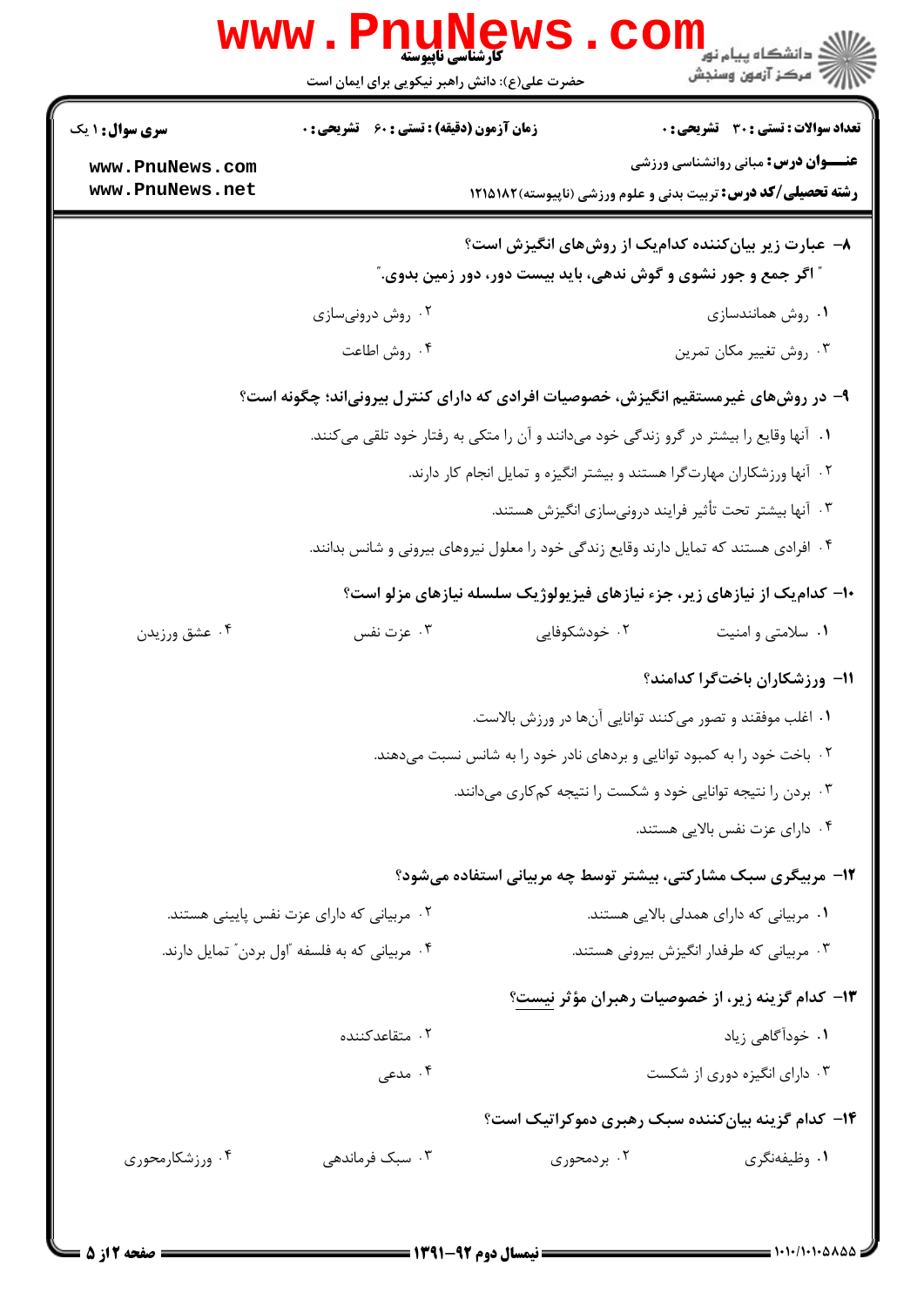**سری سوال:** ۱ یک | **زمان آزمون (دقیقه):** تستی : ۶۰ تشریحی : ۰ | **تعداد سوالات:** تستی : ۳۰ تشریحی : ۰

**عنـــوان درس:** مبانی روانشناسی ورزشی

**رشته تحصیلی/کد درس:** تربیت بدنی و علوم ورزشی (ناپیوسته)۱۲۱۵۱۸۲

۸- عبارت زیر بیان‌کننده کدام‌یک از روش‌های انگیزش است؟

" اگر جمع و جور نشوی و گوش ندهی، باید بیست دور، دور زمین بدوی."

۱. روش همانندسازی
۲. روش درونی‌سازی
۳. روش تغییر مکان تمرین
۴. روش اطاعت

۹- در روش‌های غیرمستقیم انگیزش، خصوصیات افرادی که دارای کنترل بیرونی‌اند؛ چگونه است؟

۱. آنها وقایع را بیشتر در گرو زندگی خود می‌دانند و آن را متکی به رفتار خود تلقی می‌کنند.
۲. آنها ورزشکاران مهارت‌گرا هستند و بیشتر انگیزه و تمایل انجام کار دارند.
۳. آنها بیشتر تحت تأثیر فرایند درونی‌سازی انگیزش هستند.
۴. افرادی هستند که تمایل دارند وقایع زندگی خود را معلول نیروهای بیرونی و شانس بدانند.

۱۰- کدام‌یک از نیازهای زیر، جزء نیازهای فیزیولوژیک سلسله نیازهای مزلو است؟

۱. سلامتی و امنیت
۲. خودشکوفایی
۳. عزت نفس
۴. عشق ورزیدن

۱۱- ورزشکاران باخت‌گرا کدامند؟

۱. اغلب موفقند و تصور می‌کنند توانایی آنها در ورزش بالاست.
۲. باخت خود را به کمبود توانایی و بردهای نادر خود را به شانس نسبت می‌دهند.
۳. بردن را نتیجه توانایی خود و شکست را نتیجه کم‌کاری می‌دانند.
۴. دارای عزت نفس بالایی هستند.

۱۲- مربیگری سبک مشارکتی، بیشتر توسط چه مربیانی استفاده می‌شود؟

۱. مربیانی که دارای همدلی بالایی هستند.
۲. مربیانی که دارای عزت نفس پایینی هستند.
۳. مربیانی که طرفدار انگیزش بیرونی هستند.
۴. مربیانی که به فلسفه "اول بردن" تمایل دارند.

۱۳- کدام گزینه زیر، از خصوصیات رهبران مؤثر نیست؟

۱. خودآگاهی زیاد
۲. متقاعدکننده
۳. دارای انگیزه دوری از شکست
۴. مدعی

۱۴- کدام گزینه بیان‌کننده سبک رهبری دموکراتیک است؟

۱. وظیفه‌نگری
۲. بردمحوری
۳. سبک فرماندهی
۴. ورزشکارمحوری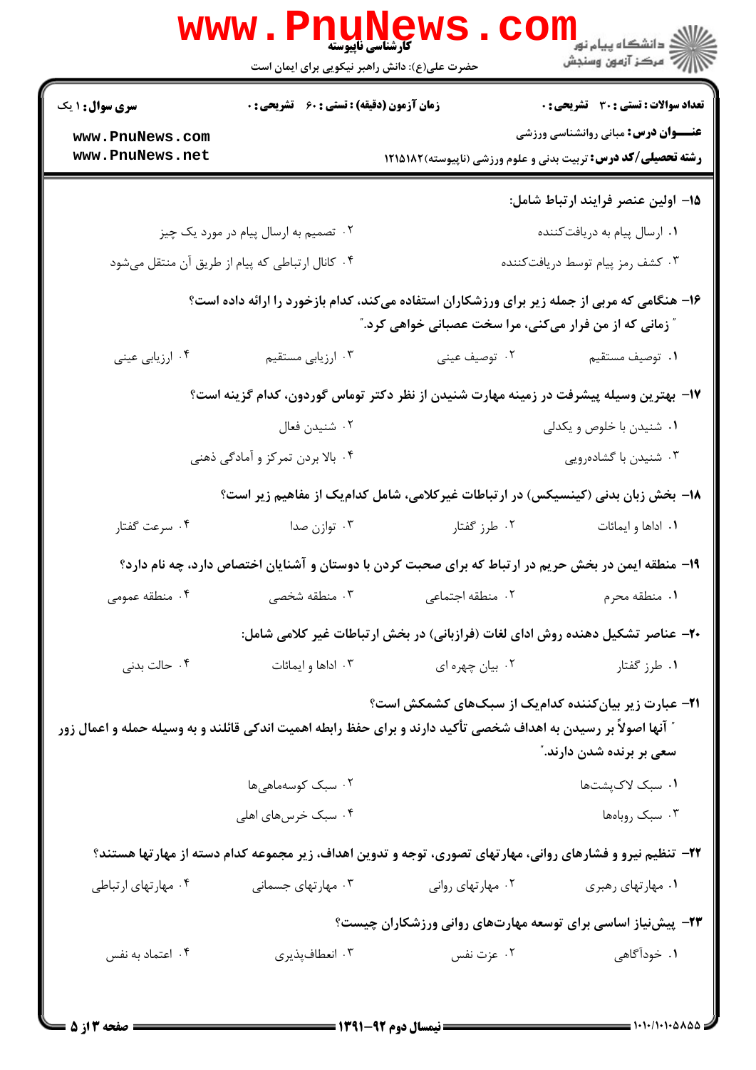**تعداد سوالات : تستی : ۳۰ تشریحی : ۰** | **زمان آزمون (دقیقه) : تستی : ۶۰ تشریحی : ۰** | **سری سوال : ۱ یک**

**عنـــوان درس:** مبانی روانشناسی ورزشی

**رشته تحصیلی/کد درس:** تربیت بدنی و علوم ورزشی (ناپیوسته) ۱۲۱۵۱۸۲

۱۵- اولین عنصر فرایند ارتباط شامل:

۱. ارسال پیام به دریافت‌کننده
۲. تصمیم به ارسال پیام در مورد یک چیز
۳. کشف رمز پیام توسط دریافت‌کننده
۴. کانال ارتباطی که پیام از طریق آن منتقل می‌شود

۱۶- هنگامی که مربی از جمله زیر برای ورزشکاران استفاده می‌کند، کدام بازخورد را ارائه داده است؟
" زمانی که از من فرار می‌کنی، مرا سخت عصبانی خواهی کرد."

۱. توصیف مستقیم
۲. توصیف عینی
۳. ارزیابی مستقیم
۴. ارزیابی عینی

۱۷- بهترین وسیله پیشرفت در زمینه مهارت شنیدن از نظر دکتر توماس گوردون، کدام گزینه است؟

۱. شنیدن با خلوص و یکدلی
۲. شنیدن فعال
۳. شنیدن با گشاده‌رویی
۴. بالا بردن تمرکز و آمادگی ذهنی

۱۸- بخش زبان بدنی (کینسیکس) در ارتباطات غیرکلامی، شامل کدام‌یک از مفاهیم زیر است؟

۱. اداها و ایمائات
۲. طرز گفتار
۳. توازن صدا
۴. سرعت گفتار

۱۹- منطقه ایمن در بخش حریم در ارتباط که برای صحبت کردن با دوستان و آشنایان اختصاص دارد، چه نام دارد؟

۱. منطقه محرم
۲. منطقه اجتماعی
۳. منطقه شخصی
۴. منطقه عمومی

۲۰- عناصر تشکیل دهنده روش ادای لغات (فرازبانی) در بخش ارتباطات غیر کلامی شامل:

۱. طرز گفتار
۲. بیان چهره ای
۳. اداها و ایمائات
۴. حالت بدنی

۲۱- عبارت زیر بیان‌کننده کدام‌یک از سبک‌های کشمکش است؟
" آنها اصولاً بر رسیدن به اهداف شخصی تأکید دارند و برای حفظ رابطه اهمیت اندکی قائلند و به وسیله حمله و اعمال زور سعی بر برنده شدن دارند."

۱. سبک لاک‌پشت‌ها
۲. سبک کوسه‌ماهی‌ها
۳. سبک روباه‌ها
۴. سبک خرس‌های اهلی

۲۲- تنظیم نیرو و فشارهای روانی، مهارتهای تصوری، توجه و تدوین اهداف، زیر مجموعه کدام دسته از مهارتها هستند؟

۱. مهارتهای رهبری
۲. مهارتهای روانی
۳. مهارتهای جسمانی
۴. مهارتهای ارتباطی

۲۳- پیش‌نیاز اساسی برای توسعه مهارت‌های روانی ورزشکاران چیست؟

۱. خودآگاهی
۲. عزت نفس
۳. انعطاف‌پذیری
۴. اعتماد به نفس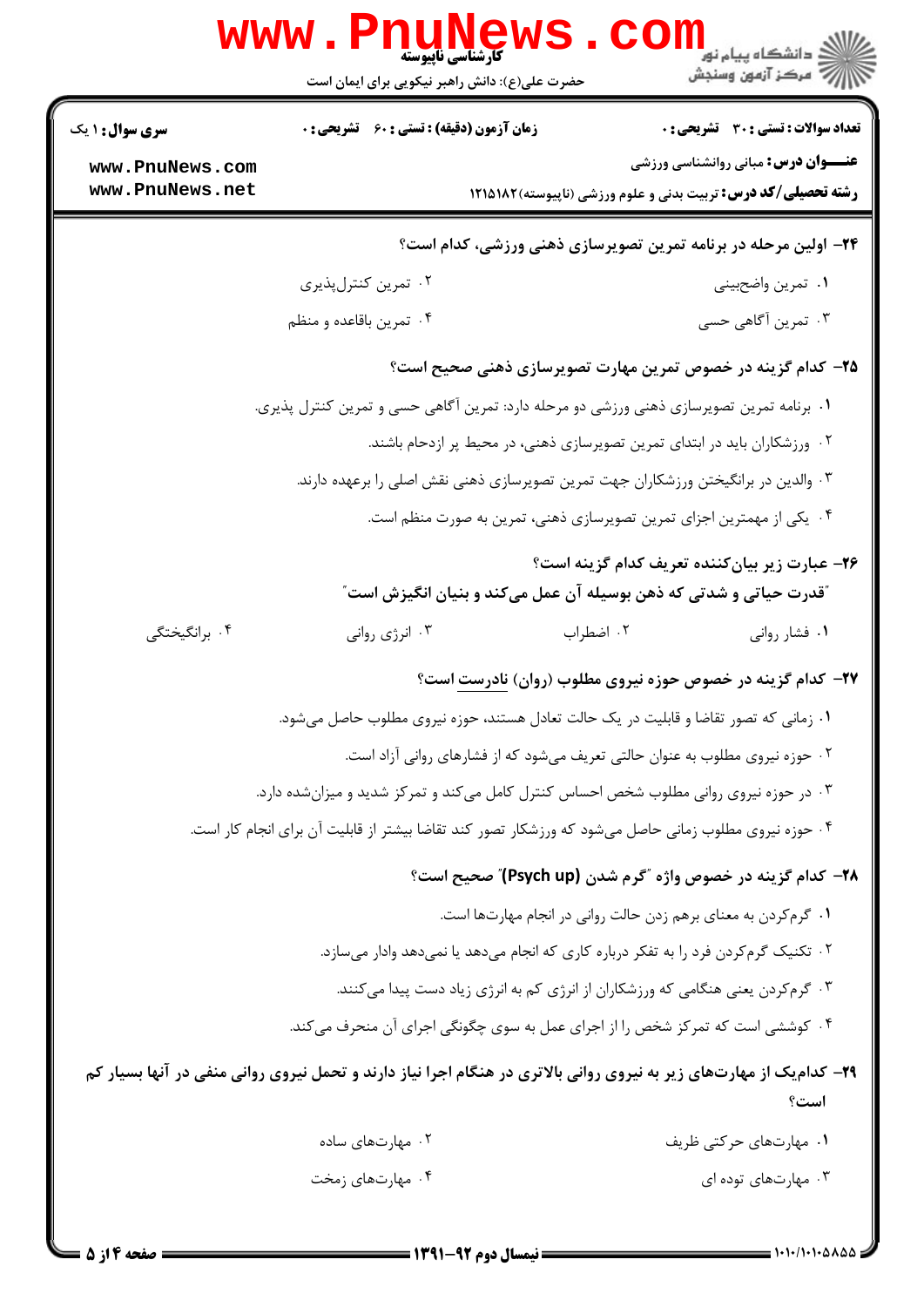**۲۴- اولین مرحله در برنامه تمرین تصویرسازی ذهنی ورزشی، کدام است؟**

۱. تمرین واضح‌بینی

۲. تمرین کنترل‌پذیری

۳. تمرین آگاهی حسی

۴. تمرین باقاعده و منظم

**۲۵- کدام گزینه در خصوص تمرین مهارت تصویرسازی ذهنی صحیح است؟**

۱. برنامه تمرین تصویرسازی ذهنی ورزشی دو مرحله دارد: تمرین آگاهی حسی و تمرین کنترل پذیری.

۲. ورزشکاران باید در ابتدای تمرین تصویرسازی ذهنی، در محیط پر ازدحام باشند.

۳. والدین در برانگیختن ورزشکاران جهت تمرین تصویرسازی ذهنی نقش اصلی را برعهده دارند.

۴. یکی از مهمترین اجزای تمرین تصویرسازی ذهنی، تمرین به صورت منظم است.

**۲۶- عبارت زیر بیان‌کننده تعریف کدام گزینه است؟**

**"قدرت حیاتی و شدتی که ذهن بوسیله آن عمل می‌کند و بنیان انگیزش است"**

۱. فشار روانی

۲. اضطراب

۳. انرژی روانی

۴. برانگیختگی

**۲۷- کدام گزینه در خصوص حوزه نیروی مطلوب (روان) نادرست است؟**

۱. زمانی که تصور تقاضا و قابلیت در یک حالت تعادل هستند، حوزه نیروی مطلوب حاصل می‌شود.

۲. حوزه نیروی مطلوب به عنوان حالتی تعریف می‌شود که از فشارهای روانی آزاد است.

۳. در حوزه نیروی روانی مطلوب شخص احساس کنترل کامل می‌کند و تمرکز شدید و میزان‌شده دارد.

۴. حوزه نیروی مطلوب زمانی حاصل می‌شود که ورزشکار تصور کند تقاضا بیشتر از قابلیت آن برای انجام کار است.

**۲۸- کدام گزینه در خصوص واژه "گرم شدن (Psych up)" صحیح است؟**

۱. گرم‌کردن به معنای برهم زدن حالت روانی در انجام مهارت‌ها است.

۲. تکنیک گرم‌کردن فرد را به تفکر درباره کاری که انجام می‌دهد یا نمی‌دهد وادار می‌سازد.

۳. گرم‌کردن یعنی هنگامی که ورزشکاران از انرژی کم به انرژی زیاد دست پیدا می‌کنند.

۴. کوششی است که تمرکز شخص را از اجرای عمل به سوی چگونگی اجرای آن منحرف می‌کند.

**۲۹- کدام‌یک از مهارت‌های زیر به نیروی روانی بالاتری در هنگام اجرا نیاز دارند و تحمل نیروی روانی منفی در آنها بسیار کم است؟**

۱. مهارت‌های حرکتی ظریف

۲. مهارت‌های ساده

۳. مهارت‌های توده ای

۴. مهارت‌های زمخت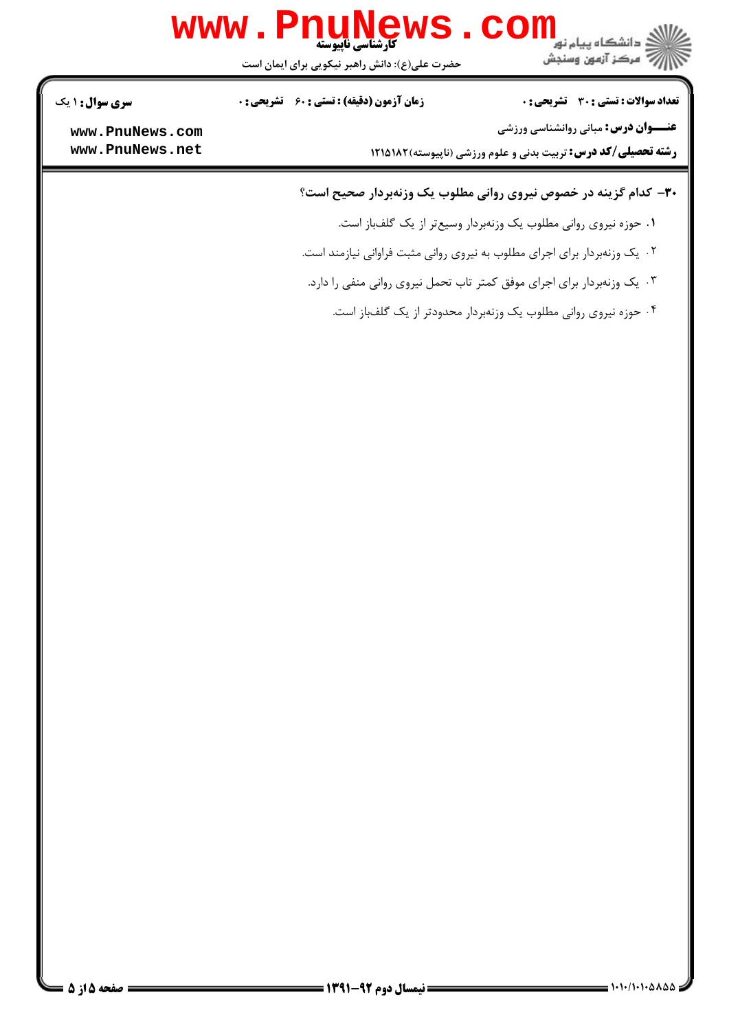**۳۰- کدام گزینه در خصوص نیروی روانی مطلوب یک وزنه‌بردار صحیح است؟**

۱. حوزه نیروی روانی مطلوب یک وزنه‌بردار وسیع‌تر از یک گلف‌باز است.

۲. یک وزنه‌بردار برای اجرای مطلوب به نیروی روانی مثبت فراوانی نیازمند است.

۳. یک وزنه‌بردار برای اجرای موفق کمتر تاب تحمل نیروی روانی منفی را دارد.

۴. حوزه نیروی روانی مطلوب یک وزنه‌بردار محدودتر از یک گلف‌باز است.